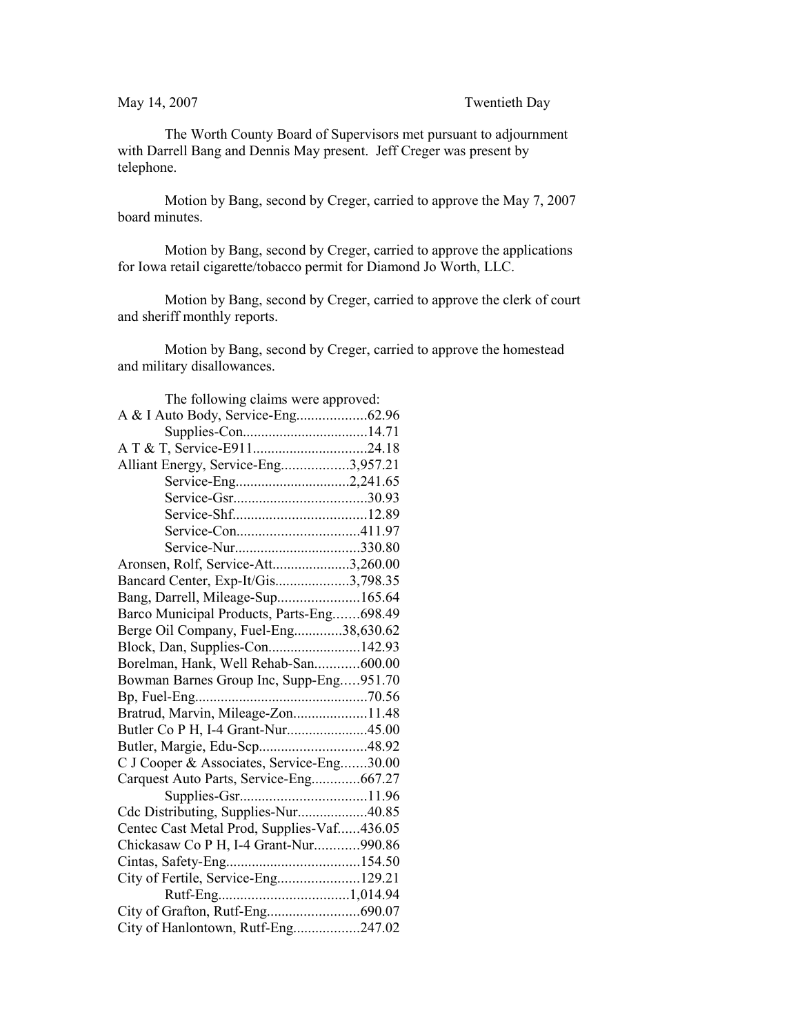May 14, 2007 Twentieth Day

The Worth County Board of Supervisors met pursuant to adjournment with Darrell Bang and Dennis May present. Jeff Creger was present by telephone.

Motion by Bang, second by Creger, carried to approve the May 7, 2007 board minutes.

Motion by Bang, second by Creger, carried to approve the applications for Iowa retail cigarette/tobacco permit for Diamond Jo Worth, LLC.

Motion by Bang, second by Creger, carried to approve the clerk of court and sheriff monthly reports.

Motion by Bang, second by Creger, carried to approve the homestead and military disallowances.

The following claims were approved:

A & I Auto Body, Service-Eng...................62.96
Supplies-Con..................................14.71
A T & T, Service-E911...............................24.18
Alliant Energy, Service-Eng..................3,957.21
Service-Eng...............................2,241.65
Service-Gsr....................................30.93
Service-Shf....................................12.89
Service-Con.................................411.97
Service-Nur..................................330.80
Aronsen, Rolf, Service-Att.....................3,260.00
Bancard Center, Exp-It/Gis....................3,798.35
Bang, Darrell, Mileage-Sup......................165.64
Barco Municipal Products, Parts-Eng.......698.49
Berge Oil Company, Fuel-Eng.............38,630.62
Block, Dan, Supplies-Con.........................142.93
Borelman, Hank, Well Rehab-San............600.00
Bowman Barnes Group Inc, Supp-Eng.....951.70
Bp, Fuel-Eng...............................................70.56
Bratrud, Marvin, Mileage-Zon....................11.48
Butler Co P H, I-4 Grant-Nur......................45.00
Butler, Margie, Edu-Scp.............................48.92
C J Cooper & Associates, Service-Eng.......30.00
Carquest Auto Parts, Service-Eng.............667.27
Supplies-Gsr..................................11.96
Cdc Distributing, Supplies-Nur...................40.85
Centec Cast Metal Prod, Supplies-Vaf......436.05
Chickasaw Co P H, I-4 Grant-Nur............990.86
Cintas, Safety-Eng....................................154.50
City of Fertile, Service-Eng......................129.21
Rutf-Eng...................................1,014.94
City of Grafton, Rutf-Eng.........................690.07
City of Hanlontown, Rutf-Eng..................247.02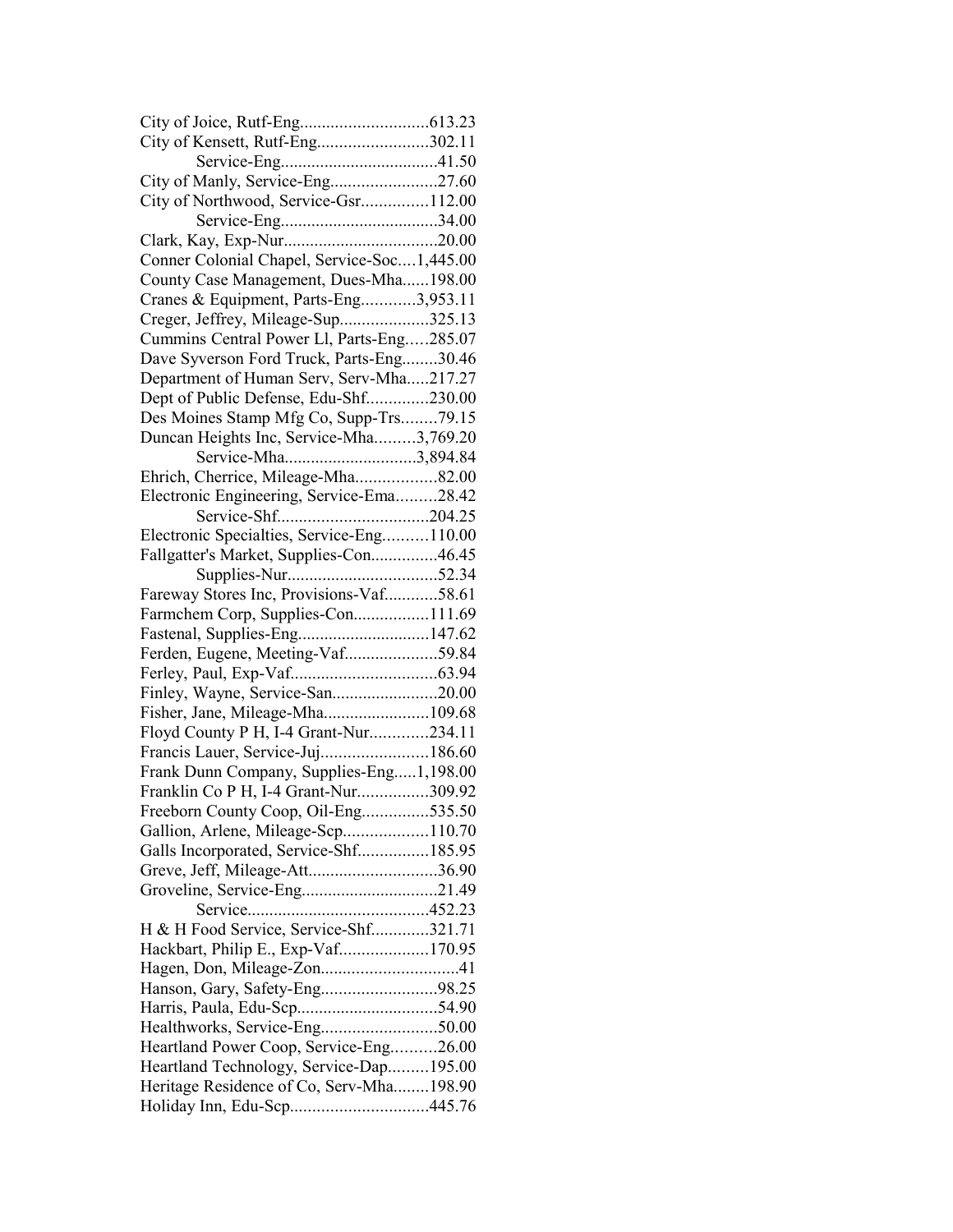City of Joice, Rutf-Eng.............................613.23
City of Kensett, Rutf-Eng.........................302.11
Service-Eng....................................41.50
City of Manly, Service-Eng........................27.60
City of Northwood, Service-Gsr...............112.00
Service-Eng....................................34.00
Clark, Kay, Exp-Nur...................................20.00
Conner Colonial Chapel, Service-Soc....1,445.00
County Case Management, Dues-Mha......198.00
Cranes & Equipment, Parts-Eng............3,953.11
Creger, Jeffrey, Mileage-Sup....................325.13
Cummins Central Power Ll, Parts-Eng.....285.07
Dave Syverson Ford Truck, Parts-Eng........30.46
Department of Human Serv, Serv-Mha.....217.27
Dept of Public Defense, Edu-Shf..............230.00
Des Moines Stamp Mfg Co, Supp-Trs........79.15
Duncan Heights Inc, Service-Mha.........3,769.20
Service-Mha..............................3,894.84
Ehrich, Cherrice, Mileage-Mha..................82.00
Electronic Engineering, Service-Ema.........28.42
Service-Shf..................................204.25
Electronic Specialties, Service-Eng..........110.00
Fallgatter's Market, Supplies-Con...............46.45
Supplies-Nur..................................52.34
Fareway Stores Inc, Provisions-Vaf............58.61
Farmchem Corp, Supplies-Con.................111.69
Fastenal, Supplies-Eng..............................147.62
Ferden, Eugene, Meeting-Vaf.....................59.84
Ferley, Paul, Exp-Vaf.................................63.94
Finley, Wayne, Service-San........................20.00
Fisher, Jane, Mileage-Mha........................109.68
Floyd County P H, I-4 Grant-Nur.............234.11
Francis Lauer, Service-Juj........................186.60
Frank Dunn Company, Supplies-Eng.....1,198.00
Franklin Co P H, I-4 Grant-Nur................309.92
Freeborn County Coop, Oil-Eng...............535.50
Gallion, Arlene, Mileage-Scp...................110.70
Galls Incorporated, Service-Shf................185.95
Greve, Jeff, Mileage-Att.............................36.90
Groveline, Service-Eng...............................21.49
Service.........................................452.23
H & H Food Service, Service-Shf.............321.71
Hackbart, Philip E., Exp-Vaf....................170.95
Hagen, Don, Mileage-Zon...............................41
Hanson, Gary, Safety-Eng..........................98.25
Harris, Paula, Edu-Scp................................54.90
Healthworks, Service-Eng..........................50.00
Heartland Power Coop, Service-Eng..........26.00
Heartland Technology, Service-Dap.........195.00
Heritage Residence of Co, Serv-Mha........198.90
Holiday Inn, Edu-Scp...............................445.76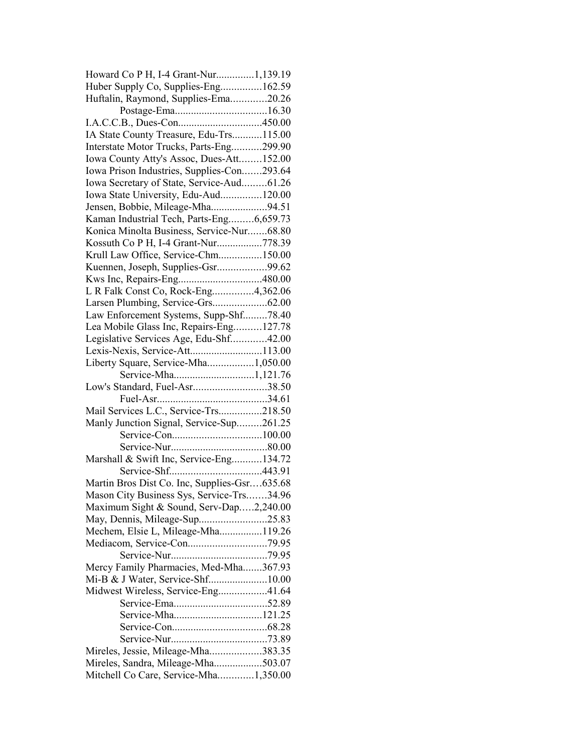Howard Co P H, I-4 Grant-Nur..............1,139.19
Huber Supply Co, Supplies-Eng...............162.59
Huftalin, Raymond, Supplies-Ema.............20.26
Postage-Ema.................................16.30
I.A.C.C.B., Dues-Con..............................450.00
IA State County Treasure, Edu-Trs...........115.00
Interstate Motor Trucks, Parts-Eng...........299.90
Iowa County Atty's Assoc, Dues-Att........152.00
Iowa Prison Industries, Supplies-Con.......293.64
Iowa Secretary of State, Service-Aud.........61.26
Iowa State University, Edu-Aud...............120.00
Jensen, Bobbie, Mileage-Mha....................94.51
Kaman Industrial Tech, Parts-Eng.........6,659.73
Konica Minolta Business, Service-Nur.......68.80
Kossuth Co P H, I-4 Grant-Nur................778.39
Krull Law Office, Service-Chm................150.00
Kuennen, Joseph, Supplies-Gsr..................99.62
Kws Inc, Repairs-Eng..............................480.00
L R Falk Const Co, Rock-Eng...............4,362.06
Larsen Plumbing, Service-Grs....................62.00
Law Enforcement Systems, Supp-Shf.........78.40
Lea Mobile Glass Inc, Repairs-Eng..........127.78
Legislative Services Age, Edu-Shf.............42.00
Lexis-Nexis, Service-Att..........................113.00
Liberty Square, Service-Mha.................1,050.00
Service-Mha.............................1,121.76
Low's Standard, Fuel-Asr...........................38.50
Fuel-Asr.........................................34.61
Mail Services L.C., Service-Trs................218.50
Manly Junction Signal, Service-Sup.........261.25
Service-Con.................................100.00
Service-Nur...................................80.00
Marshall & Swift Inc, Service-Eng...........134.72
Service-Shf.................................443.91
Martin Bros Dist Co. Inc, Supplies-Gsr....635.68
Mason City Business Sys, Service-Trs.......34.96
Maximum Sight & Sound, Serv-Dap.....2,240.00
May, Dennis, Mileage-Sup.........................25.83
Mechem, Elsie L, Mileage-Mha................119.26
Mediacom, Service-Con.............................79.95
Service-Nur...................................79.95
Mercy Family Pharmacies, Med-Mha.......367.93
Mi-B & J Water, Service-Shf......................10.00
Midwest Wireless, Service-Eng..................41.64
Service-Ema..................................52.89
Service-Mha.................................121.25
Service-Con...................................68.28
Service-Nur...................................73.89
Mireles, Jessie, Mileage-Mha...................383.35
Mireles, Sandra, Mileage-Mha..................503.07
Mitchell Co Care, Service-Mha.............1,350.00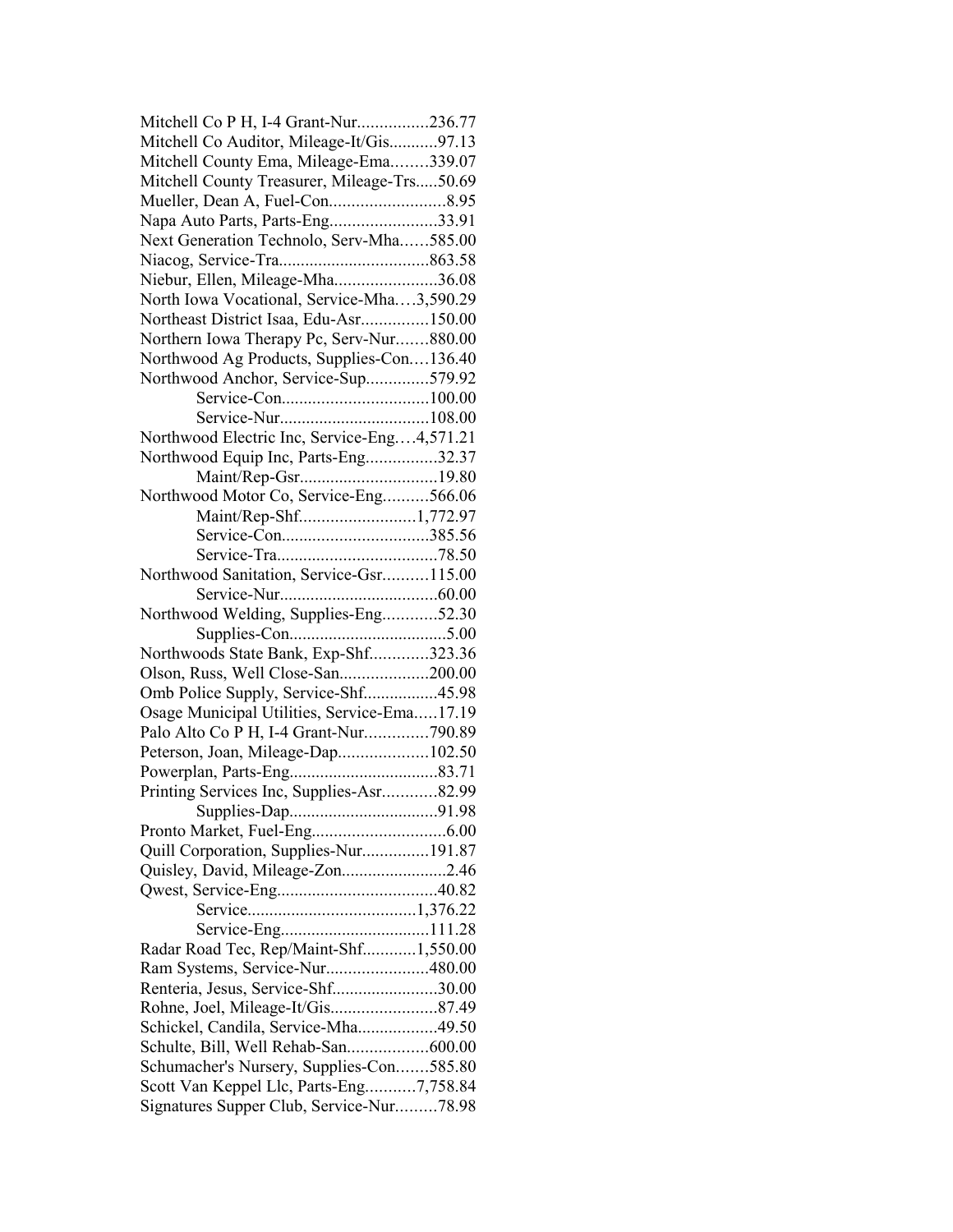Mitchell Co P H, I-4 Grant-Nur................236.77
Mitchell Co Auditor, Mileage-It/Gis...........97.13
Mitchell County Ema, Mileage-Ema........339.07
Mitchell County Treasurer, Mileage-Trs.....50.69
Mueller, Dean A, Fuel-Con..........................8.95
Napa Auto Parts, Parts-Eng........................33.91
Next Generation Technolo, Serv-Mha......585.00
Niacog, Service-Tra..................................863.58
Niebur, Ellen, Mileage-Mha.......................36.08
North Iowa Vocational, Service-Mha....3,590.29
Northeast District Isaa, Edu-Asr...............150.00
Northern Iowa Therapy Pc, Serv-Nur.......880.00
Northwood Ag Products, Supplies-Con....136.40
Northwood Anchor, Service-Sup..............579.92
Service-Con.................................100.00
Service-Nur..................................108.00
Northwood Electric Inc, Service-Eng....4,571.21
Northwood Equip Inc, Parts-Eng................32.37
Maint/Rep-Gsr...............................19.80
Northwood Motor Co, Service-Eng..........566.06
Maint/Rep-Shf..........................1,772.97
Service-Con.................................385.56
Service-Tra....................................78.50
Northwood Sanitation, Service-Gsr..........115.00
Service-Nur....................................60.00
Northwood Welding, Supplies-Eng............52.30
Supplies-Con....................................5.00
Northwoods State Bank, Exp-Shf.............323.36
Olson, Russ, Well Close-San....................200.00
Omb Police Supply, Service-Shf.................45.98
Osage Municipal Utilities, Service-Ema.....17.19
Palo Alto Co P H, I-4 Grant-Nur.............790.89
Peterson, Joan, Mileage-Dap....................102.50
Powerplan, Parts-Eng.................................83.71
Printing Services Inc, Supplies-Asr............82.99
Supplies-Dap.................................91.98
Pronto Market, Fuel-Eng..............................6.00
Quill Corporation, Supplies-Nur...............191.87
Quisley, David, Mileage-Zon........................2.46
Qwest, Service-Eng....................................40.82
Service......................................1,376.22
Service-Eng.................................111.28
Radar Road Tec, Rep/Maint-Shf............1,550.00
Ram Systems, Service-Nur.......................480.00
Renteria, Jesus, Service-Shf.......................30.00
Rohne, Joel, Mileage-It/Gis........................87.49
Schickel, Candila, Service-Mha..................49.50
Schulte, Bill, Well Rehab-San..................600.00
Schumacher's Nursery, Supplies-Con.......585.80
Scott Van Keppel Llc, Parts-Eng...........7,758.84
Signatures Supper Club, Service-Nur.........78.98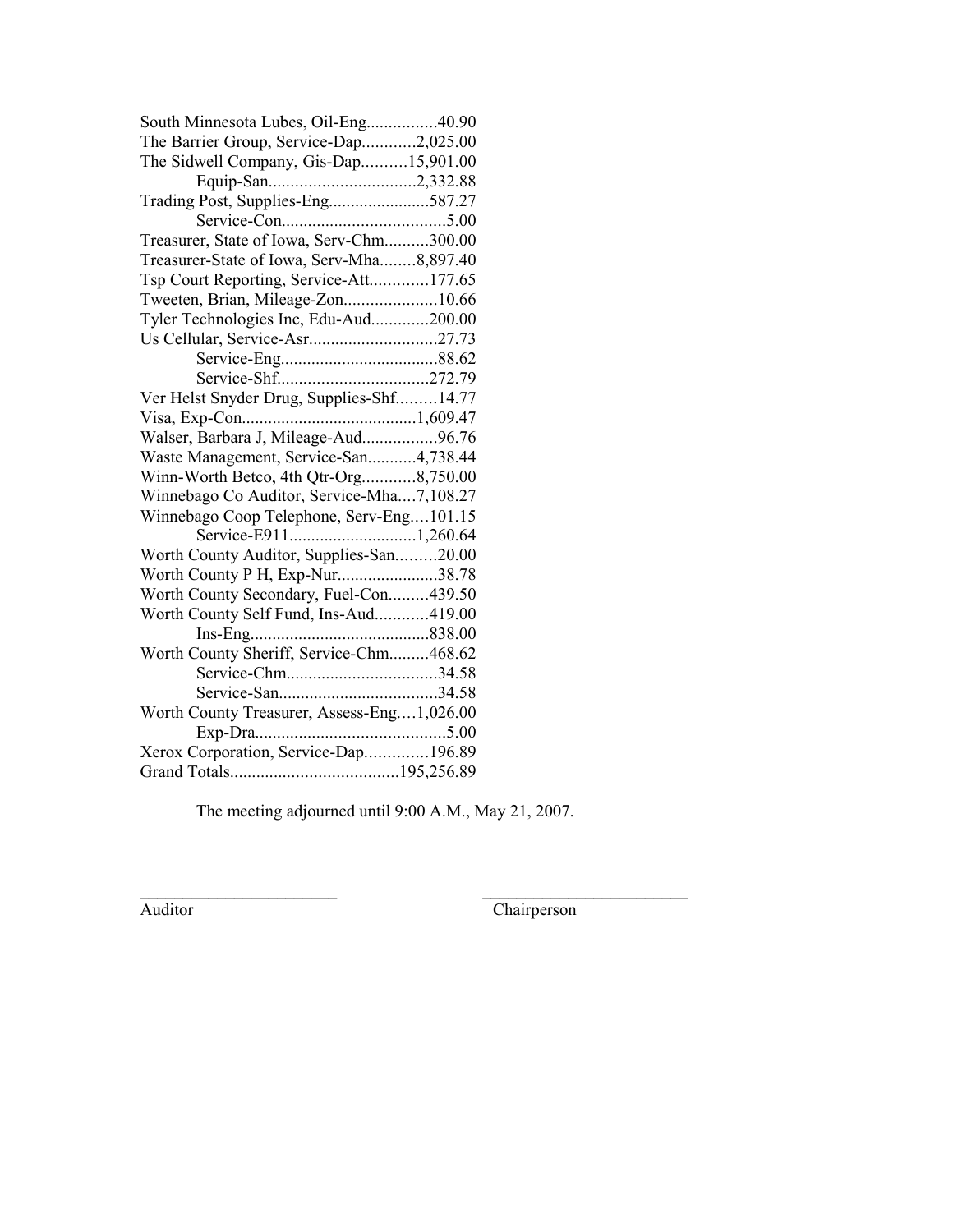South Minnesota Lubes, Oil-Eng................40.90
The Barrier Group, Service-Dap............2,025.00
The Sidwell Company, Gis-Dap..........15,901.00
Equip-San.................................2,332.88
Trading Post, Supplies-Eng.......................587.27
Service-Con.....................................5.00
Treasurer, State of Iowa, Serv-Chm..........300.00
Treasurer-State of Iowa, Serv-Mha........8,897.40
Tsp Court Reporting, Service-Att.............177.65
Tweeten, Brian, Mileage-Zon.....................10.66
Tyler Technologies Inc, Edu-Aud.............200.00
Us Cellular, Service-Asr............................27.73
Service-Eng....................................88.62
Service-Shf..................................272.79
Ver Helst Snyder Drug, Supplies-Shf.........14.77
Visa, Exp-Con........................................1,609.47
Walser, Barbara J, Mileage-Aud.................96.76
Waste Management, Service-San...........4,738.44
Winn-Worth Betco, 4th Qtr-Org............8,750.00
Winnebago Co Auditor, Service-Mha....7,108.27
Winnebago Coop Telephone, Serv-Eng....101.15
Service-E911.............................1,260.64
Worth County Auditor, Supplies-San.........20.00
Worth County P H, Exp-Nur.......................38.78
Worth County Secondary, Fuel-Con.........439.50
Worth County Self Fund, Ins-Aud............419.00
Ins-Eng.........................................838.00
Worth County Sheriff, Service-Chm.........468.62
Service-Chm..................................34.58
Service-San....................................34.58
Worth County Treasurer, Assess-Eng....1,026.00
Exp-Dra...........................................5.00
Xerox Corporation, Service-Dap..............196.89
Grand Totals......................................195,256.89

The meeting adjourned until 9:00 A.M., May 21, 2007.

________________________ ________________________
Auditor Chairperson